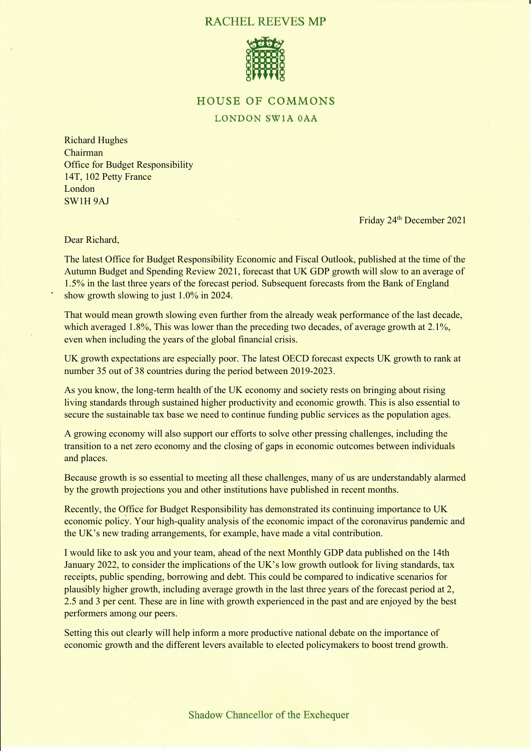# RACHEL REEVES MP

HOUSE OF COMMONS

LONDON SW1A 0AA

Richard Hughes
Chairman
Office for Budget Responsibility
14T, 102 Petty France
London
SW1H 9AJ

Friday 24th December 2021

Dear Richard,

The latest Office for Budget Responsibility Economic and Fiscal Outlook, published at the time of the Autumn Budget and Spending Review 2021, forecast that UK GDP growth will slow to an average of 1.5% in the last three years of the forecast period. Subsequent forecasts from the Bank of England show growth slowing to just 1.0% in 2024.

That would mean growth slowing even further from the already weak performance of the last decade, which averaged 1.8%, This was lower than the preceding two decades, of average growth at 2.1%, even when including the years of the global financial crisis.

UK growth expectations are especially poor. The latest OECD forecast expects UK growth to rank at number 35 out of 38 countries during the period between 2019-2023.

As you know, the long-term health of the UK economy and society rests on bringing about rising living standards through sustained higher productivity and economic growth. This is also essential to secure the sustainable tax base we need to continue funding public services as the population ages.

A growing economy will also support our efforts to solve other pressing challenges, including the transition to a net zero economy and the closing of gaps in economic outcomes between individuals and places.

Because growth is so essential to meeting all these challenges, many of us are understandably alarmed by the growth projections you and other institutions have published in recent months.

Recently, the Office for Budget Responsibility has demonstrated its continuing importance to UK economic policy. Your high-quality analysis of the economic impact of the coronavirus pandemic and the UK's new trading arrangements, for example, have made a vital contribution.

I would like to ask you and your team, ahead of the next Monthly GDP data published on the 14th January 2022, to consider the implications of the UK's low growth outlook for living standards, tax receipts, public spending, borrowing and debt. This could be compared to indicative scenarios for plausibly higher growth, including average growth in the last three years of the forecast period at 2, 2.5 and 3 per cent. These are in line with growth experienced in the past and are enjoyed by the best performers among our peers.

Setting this out clearly will help inform a more productive national debate on the importance of economic growth and the different levers available to elected policymakers to boost trend growth.

Shadow Chancellor of the Exchequer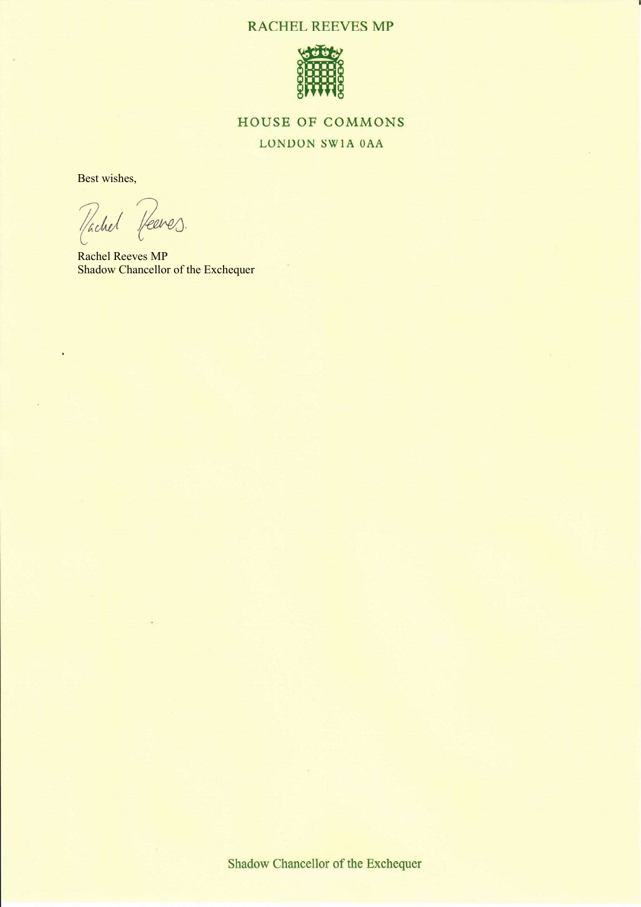RACHEL REEVES MP

HOUSE OF COMMONS

LONDON SW1A 0AA

Best wishes,

Rachel Reeves

Rachel Reeves MP
Shadow Chancellor of the Exchequer

Shadow Chancellor of the Exchequer